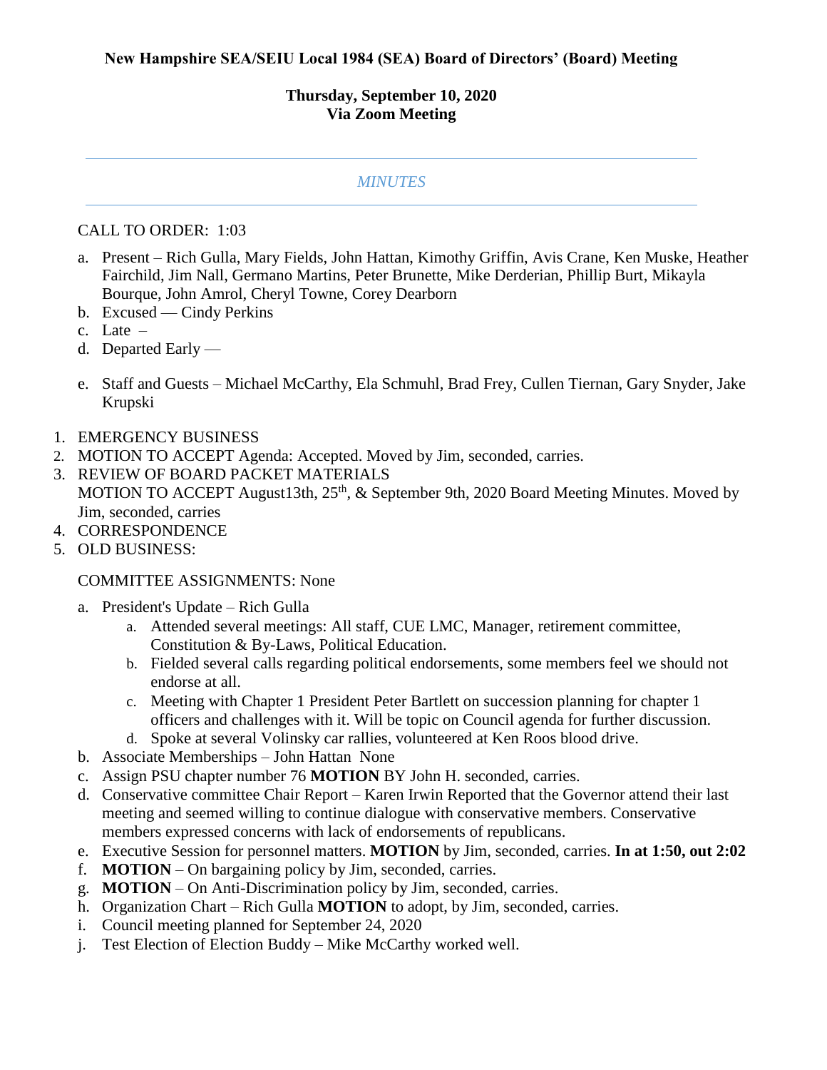**New Hampshire SEA/SEIU Local 1984 (SEA) Board of Directors' (Board) Meeting**

**Thursday, September 10, 2020**
**Via Zoom Meeting**

---

*MINUTES*

---

CALL TO ORDER: 1:03

a. Present – Rich Gulla, Mary Fields, John Hattan, Kimothy Griffin, Avis Crane, Ken Muske, Heather Fairchild, Jim Nall, Germano Martins, Peter Brunette, Mike Derderian, Phillip Burt, Mikayla Bourque, John Amrol, Cheryl Towne, Corey Dearborn
b. Excused — Cindy Perkins
c. Late –
d. Departed Early —
e. Staff and Guests – Michael McCarthy, Ela Schmuhl, Brad Frey, Cullen Tiernan, Gary Snyder, Jake Krupski

1. EMERGENCY BUSINESS
2. MOTION TO ACCEPT Agenda: Accepted. Moved by Jim, seconded, carries.
3. REVIEW OF BOARD PACKET MATERIALS
   MOTION TO ACCEPT August13th, 25th, & September 9th, 2020 Board Meeting Minutes. Moved by Jim, seconded, carries
4. CORRESPONDENCE
5. OLD BUSINESS:

   COMMITTEE ASSIGNMENTS: None

   a. President's Update – Rich Gulla
      a. Attended several meetings: All staff, CUE LMC, Manager, retirement committee, Constitution & By-Laws, Political Education.
      b. Fielded several calls regarding political endorsements, some members feel we should not endorse at all.
      c. Meeting with Chapter 1 President Peter Bartlett on succession planning for chapter 1 officers and challenges with it. Will be topic on Council agenda for further discussion.
      d. Spoke at several Volinsky car rallies, volunteered at Ken Roos blood drive.
   b. Associate Memberships – John Hattan None
   c. Assign PSU chapter number 76 **MOTION** BY John H. seconded, carries.
   d. Conservative committee Chair Report – Karen Irwin Reported that the Governor attend their last meeting and seemed willing to continue dialogue with conservative members. Conservative members expressed concerns with lack of endorsements of republicans.
   e. Executive Session for personnel matters. **MOTION** by Jim, seconded, carries. **In at 1:50, out 2:02**
   f. **MOTION** – On bargaining policy by Jim, seconded, carries.
   g. **MOTION** – On Anti-Discrimination policy by Jim, seconded, carries.
   h. Organization Chart – Rich Gulla **MOTION** to adopt, by Jim, seconded, carries.
   i. Council meeting planned for September 24, 2020
   j. Test Election of Election Buddy – Mike McCarthy worked well.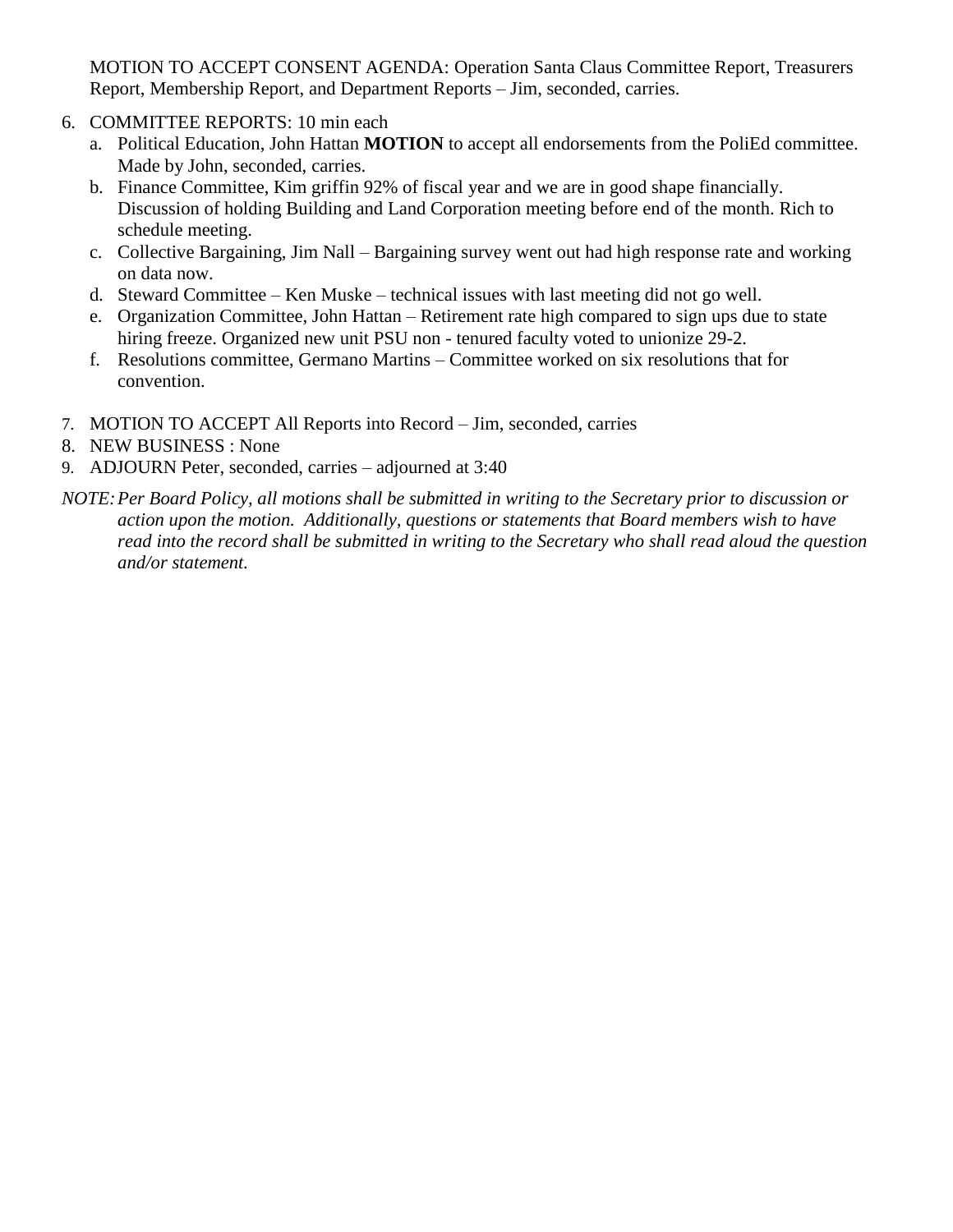MOTION TO ACCEPT CONSENT AGENDA: Operation Santa Claus Committee Report, Treasurers Report, Membership Report, and Department Reports – Jim, seconded, carries.

6. COMMITTEE REPORTS: 10 min each
   a. Political Education, John Hattan **MOTION** to accept all endorsements from the PoliEd committee. Made by John, seconded, carries.
   b. Finance Committee, Kim griffin 92% of fiscal year and we are in good shape financially. Discussion of holding Building and Land Corporation meeting before end of the month. Rich to schedule meeting.
   c. Collective Bargaining, Jim Nall – Bargaining survey went out had high response rate and working on data now.
   d. Steward Committee – Ken Muske – technical issues with last meeting did not go well.
   e. Organization Committee, John Hattan – Retirement rate high compared to sign ups due to state hiring freeze. Organized new unit PSU non - tenured faculty voted to unionize 29-2.
   f. Resolutions committee, Germano Martins – Committee worked on six resolutions that for convention.

7. MOTION TO ACCEPT All Reports into Record – Jim, seconded, carries
8. NEW BUSINESS : None
9. ADJOURN Peter, seconded, carries – adjourned at 3:40

*NOTE: Per Board Policy, all motions shall be submitted in writing to the Secretary prior to discussion or action upon the motion. Additionally, questions or statements that Board members wish to have read into the record shall be submitted in writing to the Secretary who shall read aloud the question and/or statement.*